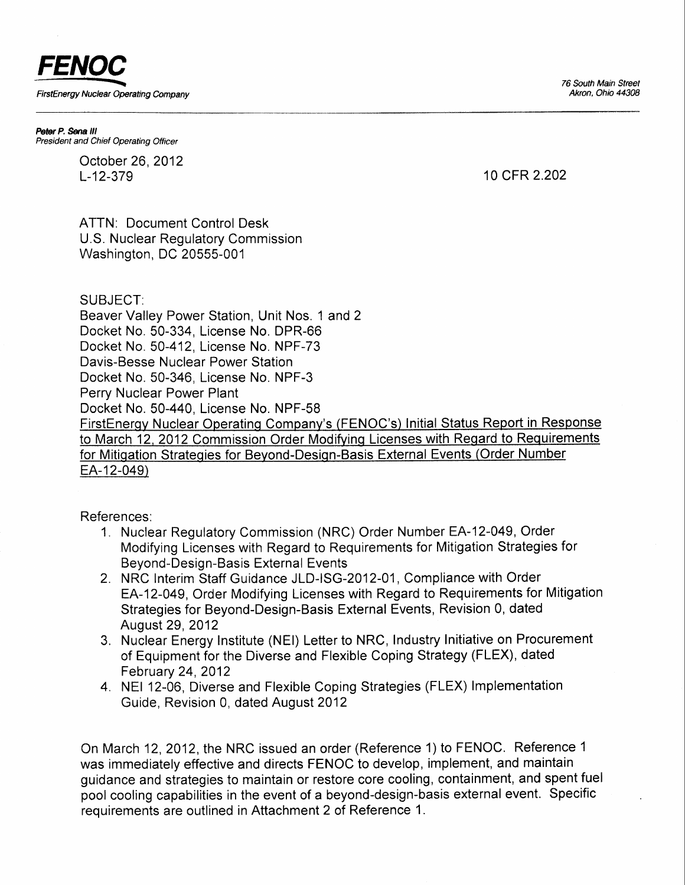**FENOC**

FirstEnergy Nuclear Operating Company

76 South Main Street
Akron, Ohio 44308

***Peter P. Sena III***
*President and Chief Operating Officer*

October 26, 2012
L-12-379

10 CFR 2.202

ATTN: Document Control Desk
U.S. Nuclear Regulatory Commission
Washington, DC 20555-001

SUBJECT:
Beaver Valley Power Station, Unit Nos. 1 and 2
Docket No. 50-334, License No. DPR-66
Docket No. 50-412, License No. NPF-73
Davis-Besse Nuclear Power Station
Docket No. 50-346, License No. NPF-3
Perry Nuclear Power Plant
Docket No. 50-440, License No. NPF-58
FirstEnergy Nuclear Operating Company's (FENOC's) Initial Status Report in Response to March 12, 2012 Commission Order Modifying Licenses with Regard to Requirements for Mitigation Strategies for Beyond-Design-Basis External Events (Order Number EA-12-049)

References:

1. Nuclear Regulatory Commission (NRC) Order Number EA-12-049, Order Modifying Licenses with Regard to Requirements for Mitigation Strategies for Beyond-Design-Basis External Events
2. NRC Interim Staff Guidance JLD-ISG-2012-01, Compliance with Order EA-12-049, Order Modifying Licenses with Regard to Requirements for Mitigation Strategies for Beyond-Design-Basis External Events, Revision 0, dated August 29, 2012
3. Nuclear Energy Institute (NEI) Letter to NRC, Industry Initiative on Procurement of Equipment for the Diverse and Flexible Coping Strategy (FLEX), dated February 24, 2012
4. NEI 12-06, Diverse and Flexible Coping Strategies (FLEX) Implementation Guide, Revision 0, dated August 2012

On March 12, 2012, the NRC issued an order (Reference 1) to FENOC. Reference 1 was immediately effective and directs FENOC to develop, implement, and maintain guidance and strategies to maintain or restore core cooling, containment, and spent fuel pool cooling capabilities in the event of a beyond-design-basis external event. Specific requirements are outlined in Attachment 2 of Reference 1.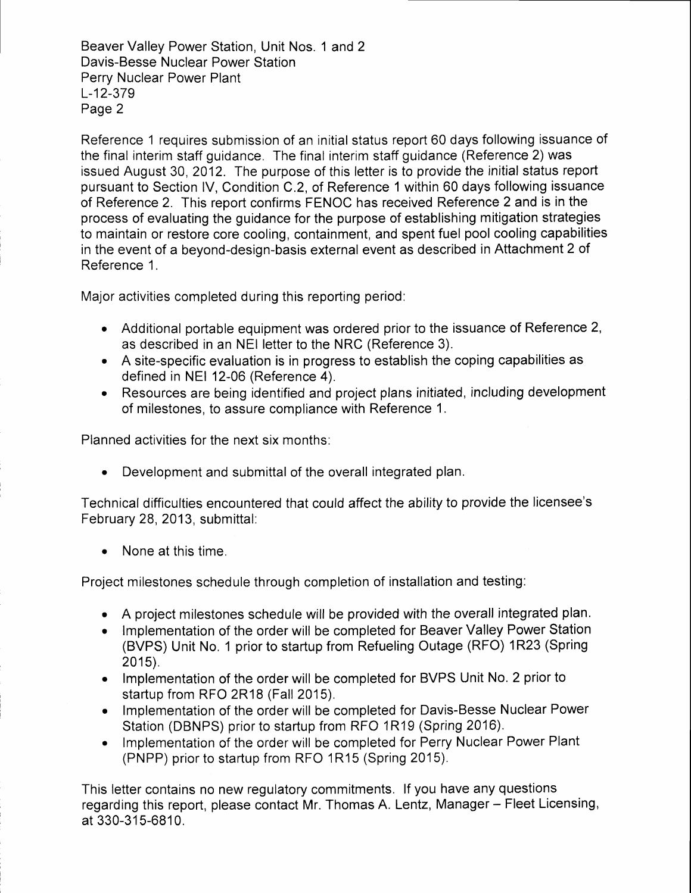Reference 1 requires submission of an initial status report 60 days following issuance of the final interim staff guidance. The final interim staff guidance (Reference 2) was issued August 30, 2012. The purpose of this letter is to provide the initial status report pursuant to Section IV, Condition C.2, of Reference 1 within 60 days following issuance of Reference 2. This report confirms FENOC has received Reference 2 and is in the process of evaluating the guidance for the purpose of establishing mitigation strategies to maintain or restore core cooling, containment, and spent fuel pool cooling capabilities in the event of a beyond-design-basis external event as described in Attachment 2 of Reference 1.

Major activities completed during this reporting period:

- Additional portable equipment was ordered prior to the issuance of Reference 2, as described in an NEI letter to the NRC (Reference 3).
- A site-specific evaluation is in progress to establish the coping capabilities as defined in NEI 12-06 (Reference 4).
- Resources are being identified and project plans initiated, including development of milestones, to assure compliance with Reference 1.

Planned activities for the next six months:

- Development and submittal of the overall integrated plan.

Technical difficulties encountered that could affect the ability to provide the licensee's February 28, 2013, submittal:

- None at this time.

Project milestones schedule through completion of installation and testing:

- A project milestones schedule will be provided with the overall integrated plan.
- Implementation of the order will be completed for Beaver Valley Power Station (BVPS) Unit No. 1 prior to startup from Refueling Outage (RFO) 1R23 (Spring 2015).
- Implementation of the order will be completed for BVPS Unit No. 2 prior to startup from RFO 2R18 (Fall 2015).
- Implementation of the order will be completed for Davis-Besse Nuclear Power Station (DBNPS) prior to startup from RFO 1R19 (Spring 2016).
- Implementation of the order will be completed for Perry Nuclear Power Plant (PNPP) prior to startup from RFO 1R15 (Spring 2015).

This letter contains no new regulatory commitments. If you have any questions regarding this report, please contact Mr. Thomas A. Lentz, Manager – Fleet Licensing, at 330-315-6810.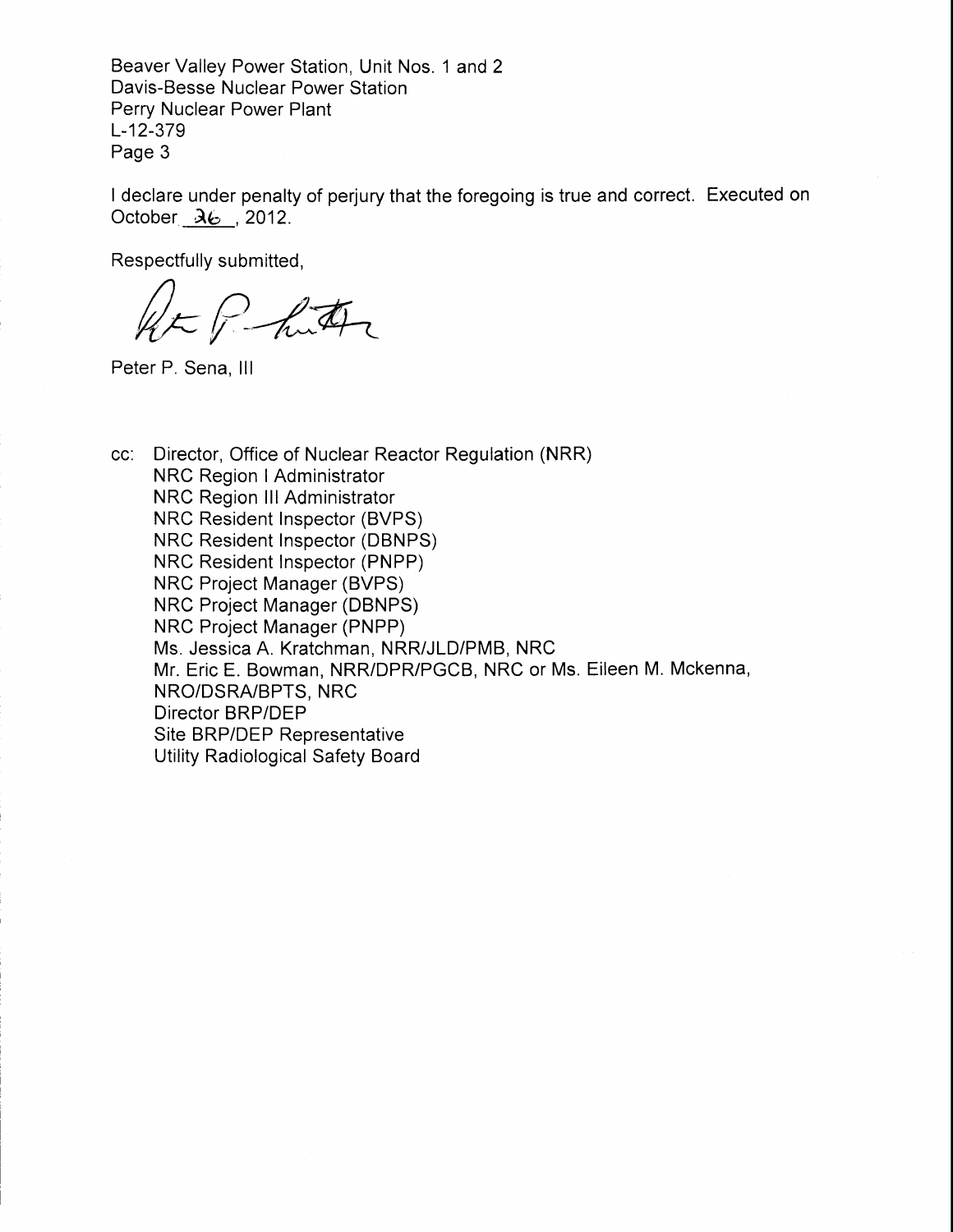Beaver Valley Power Station, Unit Nos. 1 and 2
Davis-Besse Nuclear Power Station
Perry Nuclear Power Plant
L-12-379

I declare under penalty of perjury that the foregoing is true and correct. Executed on October 26, 2012.

Respectfully submitted,

Peter P. Sena, III

cc: Director, Office of Nuclear Reactor Regulation (NRR)
NRC Region I Administrator
NRC Region III Administrator
NRC Resident Inspector (BVPS)
NRC Resident Inspector (DBNPS)
NRC Resident Inspector (PNPP)
NRC Project Manager (BVPS)
NRC Project Manager (DBNPS)
NRC Project Manager (PNPP)
Ms. Jessica A. Kratchman, NRR/JLD/PMB, NRC
Mr. Eric E. Bowman, NRR/DPR/PGCB, NRC or Ms. Eileen M. Mckenna, NRO/DSRA/BPTS, NRC
Director BRP/DEP
Site BRP/DEP Representative
Utility Radiological Safety Board